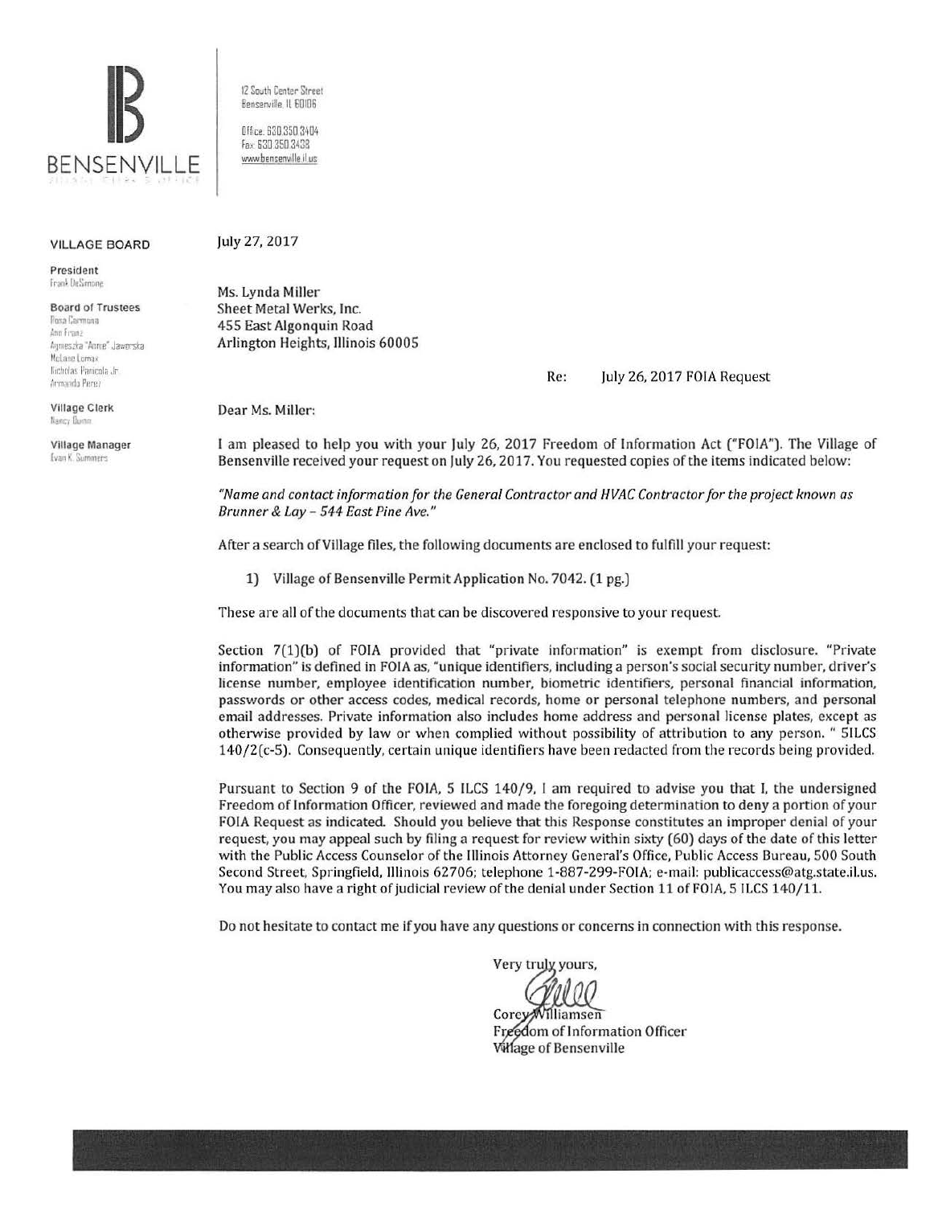BENSENVILLE

12 South Center Street
Bensenville, IL 60106

Office: 630.350.3404
Fax: 630.350.3438
www.bensenville.il.us

**VILLAGE BOARD**

**President**
Frank DeSimone

**Board of Trustees**
Rosa Carmona
Ann Franz
Agnieszka "Annie" Jaworska
McLane Lomax
Nicholas Panicola Jr.
Armando Perez

**Village Clerk**
Nancy Quinn

**Village Manager**
Evan K. Summers

July 27, 2017

Ms. Lynda Miller
Sheet Metal Werks, Inc.
455 East Algonquin Road
Arlington Heights, Illinois 60005

Re: July 26, 2017 FOIA Request

Dear Ms. Miller:

I am pleased to help you with your July 26, 2017 Freedom of Information Act ("FOIA"). The Village of Bensenville received your request on July 26, 2017. You requested copies of the items indicated below:

*"Name and contact information for the General Contractor and HVAC Contractor for the project known as Brunner & Lay – 544 East Pine Ave."*

After a search of Village files, the following documents are enclosed to fulfill your request:

1) Village of Bensenville Permit Application No. 7042. (1 pg.)

These are all of the documents that can be discovered responsive to your request.

Section 7(1)(b) of FOIA provided that "private information" is exempt from disclosure. "Private information" is defined in FOIA as, "unique identifiers, including a person's social security number, driver's license number, employee identification number, biometric identifiers, personal financial information, passwords or other access codes, medical records, home or personal telephone numbers, and personal email addresses. Private information also includes home address and personal license plates, except as otherwise provided by law or when complied without possibility of attribution to any person. " 5ILCS 140/2(c-5). Consequently, certain unique identifiers have been redacted from the records being provided.

Pursuant to Section 9 of the FOIA, 5 ILCS 140/9, I am required to advise you that I, the undersigned Freedom of Information Officer, reviewed and made the foregoing determination to deny a portion of your FOIA Request as indicated. Should you believe that this Response constitutes an improper denial of your request, you may appeal such by filing a request for review within sixty (60) days of the date of this letter with the Public Access Counselor of the Illinois Attorney General's Office, Public Access Bureau, 500 South Second Street, Springfield, Illinois 62706; telephone 1-887-299-FOIA; e-mail: publicaccess@atg.state.il.us. You may also have a right of judicial review of the denial under Section 11 of FOIA, 5 ILCS 140/11.

Do not hesitate to contact me if you have any questions or concerns in connection with this response.

Very truly yours,

Corey Williamsen
Freedom of Information Officer
Village of Bensenville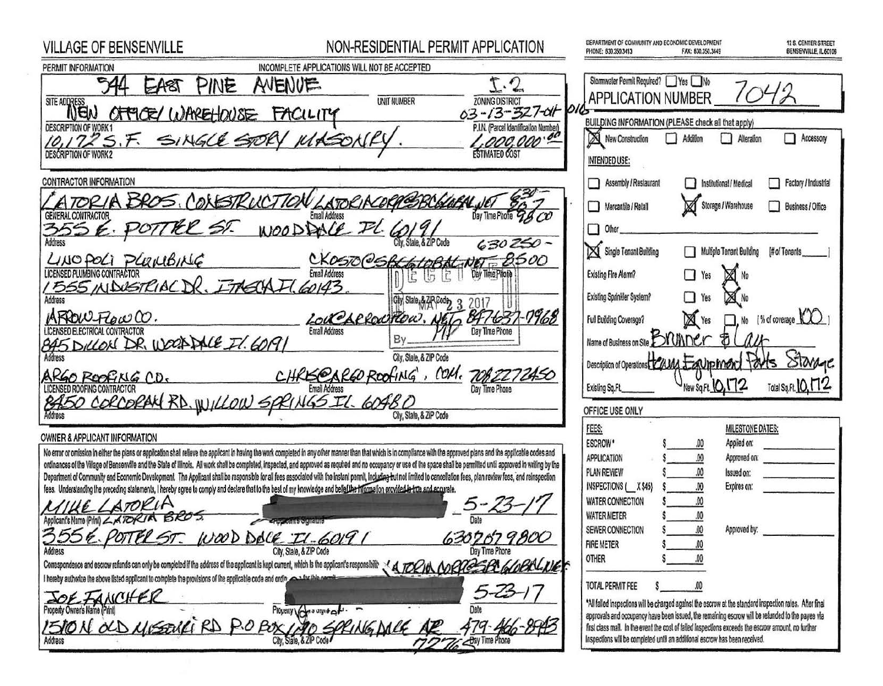# VILLAGE OF BENSENVILLE

## NON-RESIDENTIAL PERMIT APPLICATION

DEPARTMENT OF COMMUNITY AND ECONOMIC DEVELOPMENT
PHONE: 630.350.3413 FAX: 630.350.3449

12 S. CENTER STREET
BENSENVILLE, IL 60106

### PERMIT INFORMATION

INCOMPLETE APPLICATIONS WILL NOT BE ACCEPTED

| | | | |
|---|---|---|---|
| SITE ADDRESS: 544 EAST PINE AVENUE | UNIT NUMBER: | ZONING DISTRICT: I.2 | |
| DESCRIPTION OF WORK 1: NEW OFFICE/WAREHOUSE FACILITY | | P.I.N. (Parcel Identification Number): 03-13-327-014 016 | |
| DESCRIPTION OF WORK 2: 10,172 S.F. SINGLE STORY MASONRY. | | ESTIMATED COST: 1,000,000.00 | |

Stormwater Permit Required? ☐ Yes ☐ No

APPLICATION NUMBER 7042

### BUILDING INFORMATION (PLEASE check all that apply)

☒ New Construction ☐ Addition ☐ Alteration ☐ Accessory

INTENDED USE:

☐ Assembly / Restaurant ☐ Institutional / Medical ☐ Factory / Industrial
☐ Mercantile / Retail ☒ Storage / Warehouse ☐ Business / Office
☐ Other

☒ Single Tenant Building ☐ Multiple Tenant Building [# of Tenants ____]

Existing Fire Alarm? ☐ Yes ☒ No

Existing Sprinkler System? ☐ Yes ☒ No

Full Building Coverage? ☒ Yes ☐ No [% of coverage 100]

Name of Business on Site: Brunner & Lay

Description of Operations: Heavy Equipment Parts Storage

Existing Sq.Ft. ____ New Sq.Ft. 10,172 Total Sq.Ft. 10,172

### CONTRACTOR INFORMATION

| Role | Name | Email Address | Day Time Phone | Address | City, State, & ZIP Code |
|---|---|---|---|---|---|
| GENERAL CONTRACTOR | LATORIA BROS. CONSTRUCTION | LATORIACORP@SBCGLOBAL.NET | 630-837-9800 | 355 E. POTTER ST. | WOODDALE IL 60191 |
| LICENSED PLUMBING CONTRACTOR | LINOPOLI PLUMBING | CKOSTO@SBCGLOBAL.NET | 630 250-8500 | 1555 INDUSTRIAL DR. | ITASCA IL 60143 |
| LICENSED ELECTRICAL CONTRACTOR | ARROW-FLOW CO. | LOU@ARROWFLOW.NET | 847 637-7968 | 845 DILLON DR. | WOODDALE IL 60191 |
| LICENSED ROOFING CONTRACTOR | ARGO ROOFING CO. | CHRIS@ARGOROOFING.COM | 708 227 2450 | 8450 CORCORAN RD. | WILLOW SPRINGS IL 60480 |

RECEIVED MAY 23 2017 By MP

### OWNER & APPLICANT INFORMATION

No error or omission in either the plans or application shall relieve the applicant in having the work completed in any other manner than that which is in compliance with the approved plans and the applicable codes and ordinances of the Village of Bensenville and the State of Illinois. All work shall be completed, inspected, and approved as required and no occupancy or use of the space shall be permitted until approved in writing by the Department of Community and Economic Development. The Applicant shall be responsible for all fees associated with the instant permit, including but not limited to cancellation fees, plan review fees, and reinspection fees. Understanding the preceding statements, I hereby agree to comply and declare that to the best of my knowledge and belief the information provided is true and accurate.

Applicant's Name (Print): MIKE LATORIA / LATORIA BROS. Applicant's Signature: [redacted] Date: 5-23-17

Address: 355 E. POTTER ST. City, State, & Zip Code: WOOD DALE IL 60191 Day Time Phone: 630 787 9800

Correspondence and escrow refunds can only be completed if the address of the applicant is kept current, which is the applicant's responsibility. LATORIACORP@SBCGLOBAL.NET

I hereby authorize the above listed applicant to complete the provisions of the applicable code and ordinances for this permit.

Property Owner's Name (Print): JOE FANCHER Property Owner's Signature: [redacted] Date: 5-23-17

Address: 1510 N OLD MISSOURI RD P.O BOX 1190 City, State, & Zip Code: SPRINGDALE AR 72765 Day Time Phone: 479-466-8943

### OFFICE USE ONLY

| FEES: | | MILESTONE DATES: |
|---|---|---|
| ESCROW* | $ .00 | Applied on: |
| APPLICATION | $ .00 | Approved on: |
| PLAN REVIEW | $ .00 | Issued on: |
| INSPECTIONS (__ X $45) | $ .00 | Expires on: |
| WATER CONNECTION | $ .00 | |
| WATER METER | $ .00 | |
| SEWER CONNECTION | $ .00 | Approved by: |
| FIRE METER | $ .00 | |
| OTHER | $ .00 | |
| TOTAL PERMIT FEE | $ .00 | |

*All failed inspections will be charged against the escrow at the standard inspection rates. After final approvals and occupancy have been issued, the remaining escrow will be refunded to the payee via first class mail. In the event the cost of failed inspections exceeds the escrow amount, no further inspections will be completed until an additional escrow has been received.